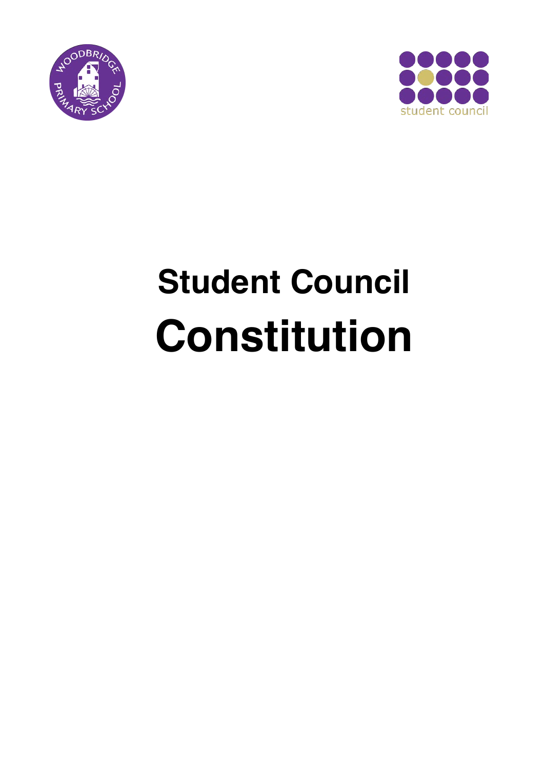# Student Council

# Constitution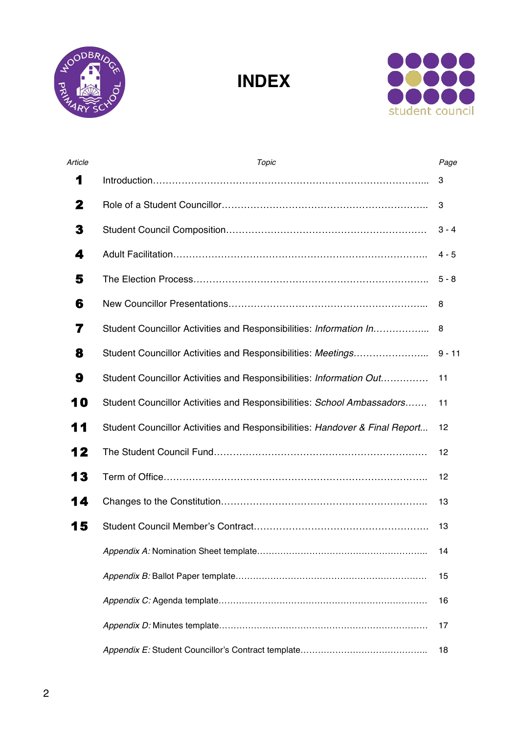# INDEX

| Article | Topic | Page |
|---|---|---|
| **1** | Introduction | 3 |
| **2** | Role of a Student Councillor | 3 |
| **3** | Student Council Composition | 3 - 4 |
| **4** | Adult Facilitation | 4 - 5 |
| **5** | The Election Process | 5 - 8 |
| **6** | New Councillor Presentations | 8 |
| **7** | Student Councillor Activities and Responsibilities: *Information In* | 8 |
| **8** | Student Councillor Activities and Responsibilities: *Meetings* | 9 - 11 |
| **9** | Student Councillor Activities and Responsibilities: *Information Out* | 11 |
| **10** | Student Councillor Activities and Responsibilities: *School Ambassadors* | 11 |
| **11** | Student Councillor Activities and Responsibilities: *Handover & Final Report* | 12 |
| **12** | The Student Council Fund | 12 |
| **13** | Term of Office | 12 |
| **14** | Changes to the Constitution | 13 |
| **15** | Student Council Member's Contract | 13 |
| | *Appendix A:* Nomination Sheet template | 14 |
| | *Appendix B:* Ballot Paper template | 15 |
| | *Appendix C:* Agenda template | 16 |
| | *Appendix D:* Minutes template | 17 |
| | *Appendix E:* Student Councillor's Contract template | 18 |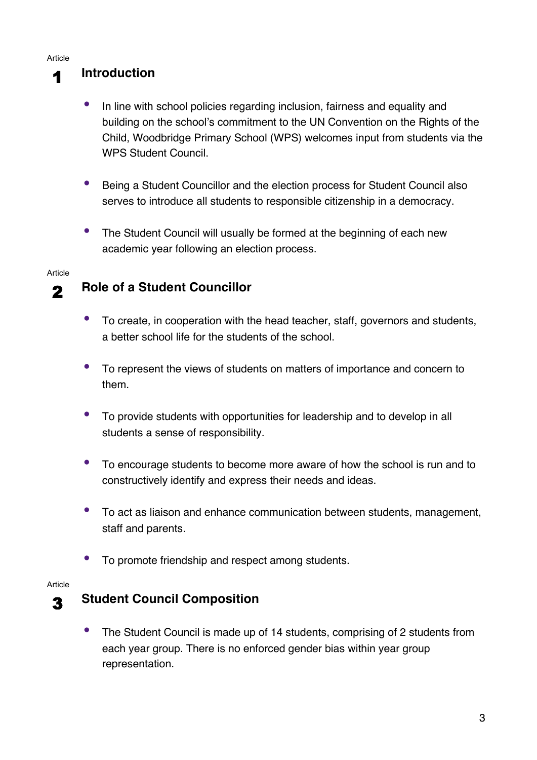## Article 1 Introduction

- In line with school policies regarding inclusion, fairness and equality and building on the school's commitment to the UN Convention on the Rights of the Child, Woodbridge Primary School (WPS) welcomes input from students via the WPS Student Council.

- Being a Student Councillor and the election process for Student Council also serves to introduce all students to responsible citizenship in a democracy.

- The Student Council will usually be formed at the beginning of each new academic year following an election process.

## Article 2 Role of a Student Councillor

- To create, in cooperation with the head teacher, staff, governors and students, a better school life for the students of the school.

- To represent the views of students on matters of importance and concern to them.

- To provide students with opportunities for leadership and to develop in all students a sense of responsibility.

- To encourage students to become more aware of how the school is run and to constructively identify and express their needs and ideas.

- To act as liaison and enhance communication between students, management, staff and parents.

- To promote friendship and respect among students.

## Article 3 Student Council Composition

- The Student Council is made up of 14 students, comprising of 2 students from each year group. There is no enforced gender bias within year group representation.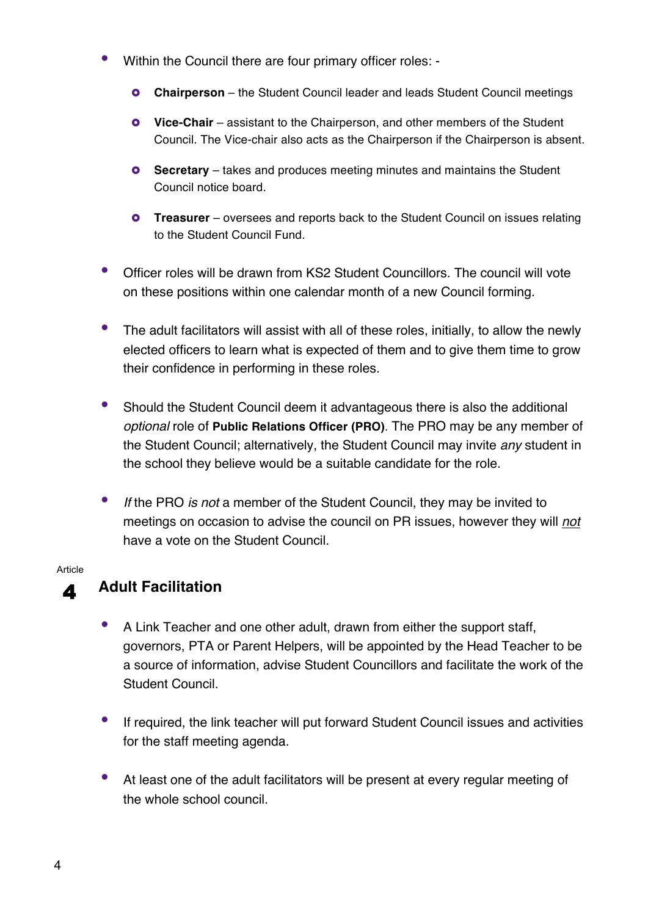- Within the Council there are four primary officer roles: -
  - **Chairperson** – the Student Council leader and leads Student Council meetings
  - **Vice-Chair** – assistant to the Chairperson, and other members of the Student Council. The Vice-chair also acts as the Chairperson if the Chairperson is absent.
  - **Secretary** – takes and produces meeting minutes and maintains the Student Council notice board.
  - **Treasurer** – oversees and reports back to the Student Council on issues relating to the Student Council Fund.
- Officer roles will be drawn from KS2 Student Councillors. The council will vote on these positions within one calendar month of a new Council forming.
- The adult facilitators will assist with all of these roles, initially, to allow the newly elected officers to learn what is expected of them and to give them time to grow their confidence in performing in these roles.
- Should the Student Council deem it advantageous there is also the additional *optional* role of **Public Relations Officer (PRO)**. The PRO may be any member of the Student Council; alternatively, the Student Council may invite *any* student in the school they believe would be a suitable candidate for the role.
- *If* the PRO *is not* a member of the Student Council, they may be invited to meetings on occasion to advise the council on PR issues, however they will <u>*not*</u> have a vote on the Student Council.

## Article 4 Adult Facilitation

- A Link Teacher and one other adult, drawn from either the support staff, governors, PTA or Parent Helpers, will be appointed by the Head Teacher to be a source of information, advise Student Councillors and facilitate the work of the Student Council.
- If required, the link teacher will put forward Student Council issues and activities for the staff meeting agenda.
- At least one of the adult facilitators will be present at every regular meeting of the whole school council.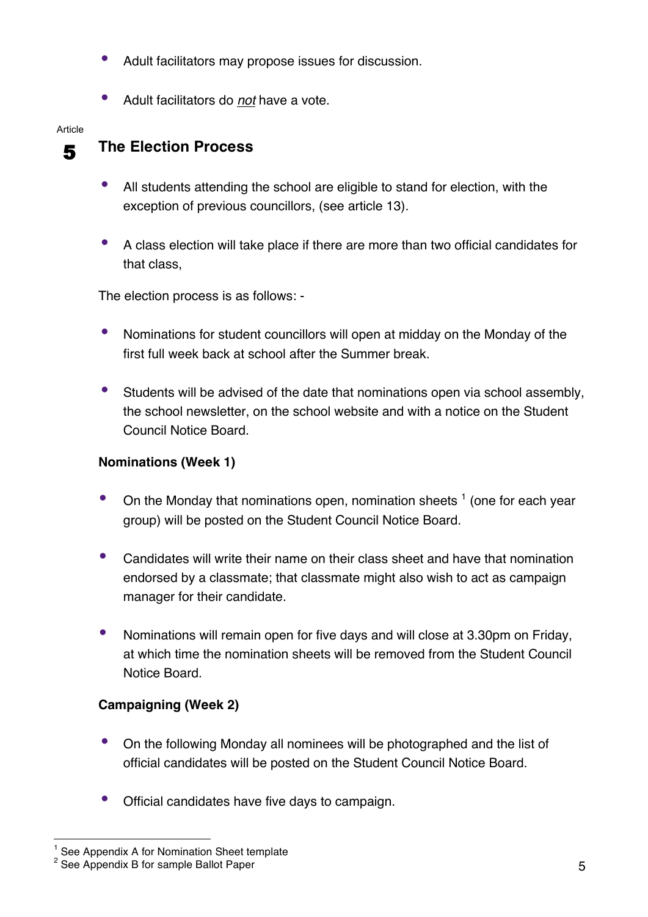- Adult facilitators may propose issues for discussion.
- Adult facilitators do ***not*** have a vote.

Article

## 5 The Election Process

- All students attending the school are eligible to stand for election, with the exception of previous councillors, (see article 13).
- A class election will take place if there are more than two official candidates for that class,

The election process is as follows: -

- Nominations for student councillors will open at midday on the Monday of the first full week back at school after the Summer break.
- Students will be advised of the date that nominations open via school assembly, the school newsletter, on the school website and with a notice on the Student Council Notice Board.

### Nominations (Week 1)

- On the Monday that nominations open, nomination sheets [1] (one for each year group) will be posted on the Student Council Notice Board.
- Candidates will write their name on their class sheet and have that nomination endorsed by a classmate; that classmate might also wish to act as campaign manager for their candidate.
- Nominations will remain open for five days and will close at 3.30pm on Friday, at which time the nomination sheets will be removed from the Student Council Notice Board.

### Campaigning (Week 2)

- On the following Monday all nominees will be photographed and the list of official candidates will be posted on the Student Council Notice Board.
- Official candidates have five days to campaign.

---

[1] See Appendix A for Nomination Sheet template

[2] See Appendix B for sample Ballot Paper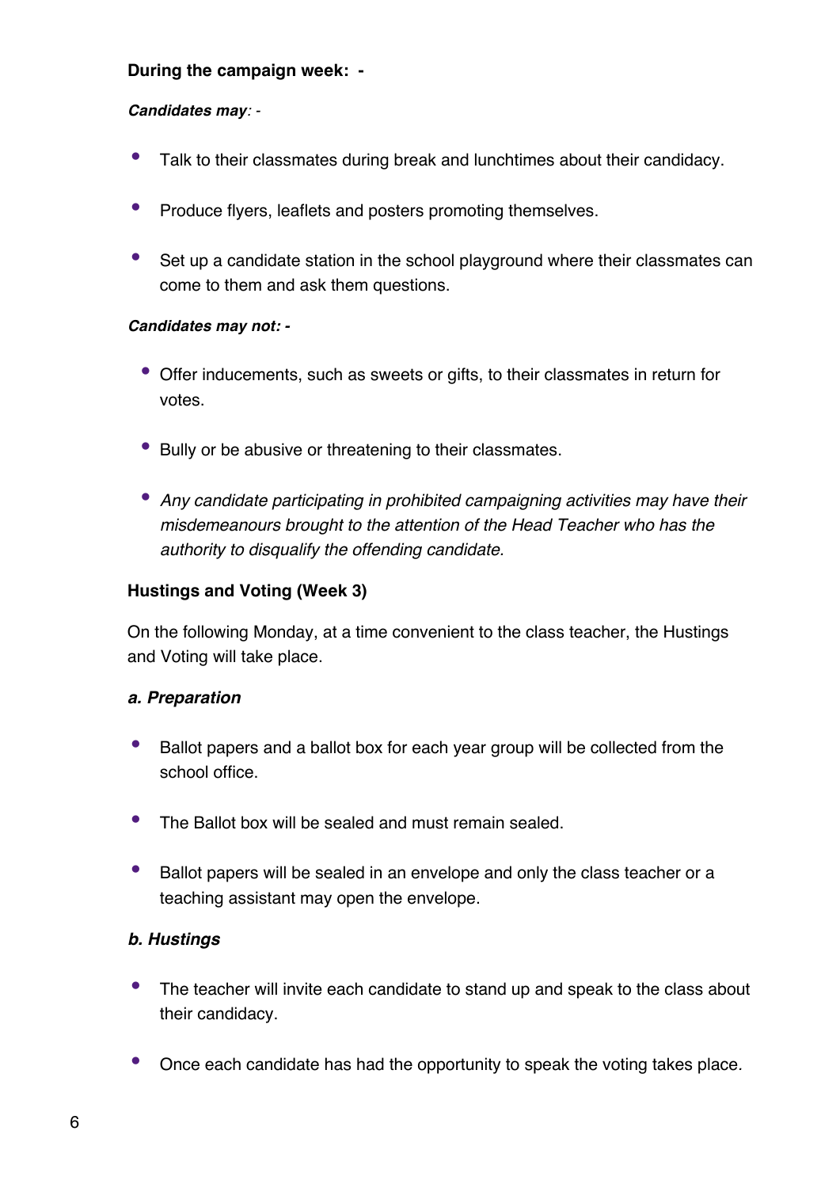**During the campaign week: -**

***Candidates may**: -*

- Talk to their classmates during break and lunchtimes about their candidacy.
- Produce flyers, leaflets and posters promoting themselves.
- Set up a candidate station in the school playground where their classmates can come to them and ask them questions.

***Candidates may not: -***

- Offer inducements, such as sweets or gifts, to their classmates in return for votes.
- Bully or be abusive or threatening to their classmates.
- *Any candidate participating in prohibited campaigning activities may have their misdemeanours brought to the attention of the Head Teacher who has the authority to disqualify the offending candidate.*

**Hustings and Voting (Week 3)**

On the following Monday, at a time convenient to the class teacher, the Hustings and Voting will take place.

***a. Preparation***

- Ballot papers and a ballot box for each year group will be collected from the school office.
- The Ballot box will be sealed and must remain sealed.
- Ballot papers will be sealed in an envelope and only the class teacher or a teaching assistant may open the envelope.

***b. Hustings***

- The teacher will invite each candidate to stand up and speak to the class about their candidacy.
- Once each candidate has had the opportunity to speak the voting takes place.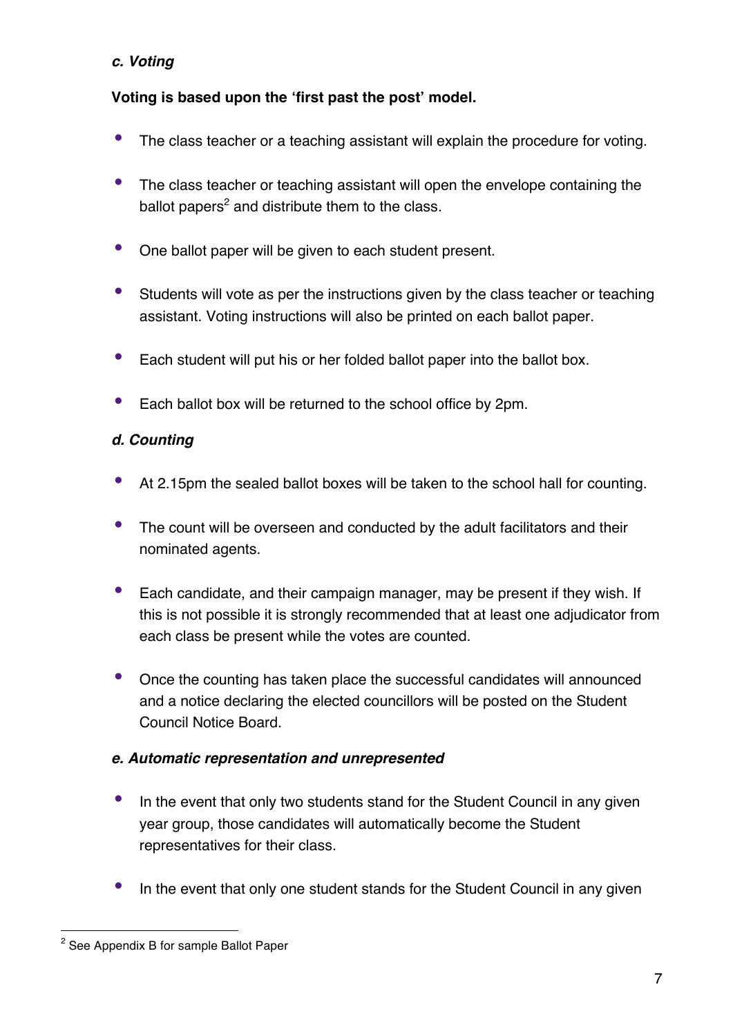### *c. Voting*

**Voting is based upon the 'first past the post' model.**

- The class teacher or a teaching assistant will explain the procedure for voting.
- The class teacher or teaching assistant will open the envelope containing the ballot papers[2] and distribute them to the class.
- One ballot paper will be given to each student present.
- Students will vote as per the instructions given by the class teacher or teaching assistant. Voting instructions will also be printed on each ballot paper.
- Each student will put his or her folded ballot paper into the ballot box.
- Each ballot box will be returned to the school office by 2pm.

### *d. Counting*

- At 2.15pm the sealed ballot boxes will be taken to the school hall for counting.
- The count will be overseen and conducted by the adult facilitators and their nominated agents.
- Each candidate, and their campaign manager, may be present if they wish. If this is not possible it is strongly recommended that at least one adjudicator from each class be present while the votes are counted.
- Once the counting has taken place the successful candidates will announced and a notice declaring the elected councillors will be posted on the Student Council Notice Board.

### *e. Automatic representation and unrepresented*

- In the event that only two students stand for the Student Council in any given year group, those candidates will automatically become the Student representatives for their class.
- In the event that only one student stands for the Student Council in any given

---

[2] See Appendix B for sample Ballot Paper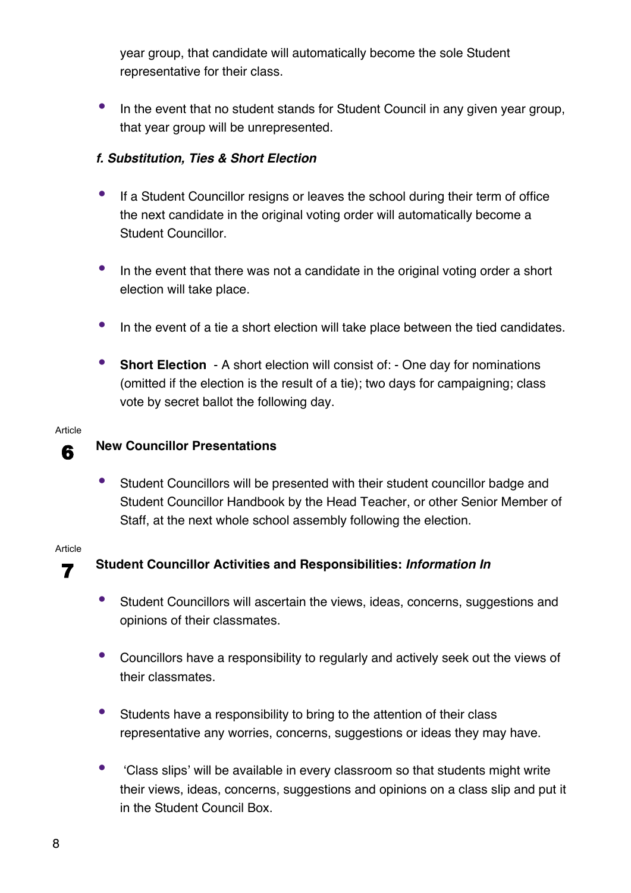year group, that candidate will automatically become the sole Student representative for their class.

- In the event that no student stands for Student Council in any given year group, that year group will be unrepresented.

#### *f. Substitution, Ties & Short Election*

- If a Student Councillor resigns or leaves the school during their term of office the next candidate in the original voting order will automatically become a Student Councillor.
- In the event that there was not a candidate in the original voting order a short election will take place.
- In the event of a tie a short election will take place between the tied candidates.
- **Short Election** - A short election will consist of: - One day for nominations (omitted if the election is the result of a tie); two days for campaigning; class vote by secret ballot the following day.

## Article 6 New Councillor Presentations

- Student Councillors will be presented with their student councillor badge and Student Councillor Handbook by the Head Teacher, or other Senior Member of Staff, at the next whole school assembly following the election.

## Article 7 Student Councillor Activities and Responsibilities: *Information In*

- Student Councillors will ascertain the views, ideas, concerns, suggestions and opinions of their classmates.
- Councillors have a responsibility to regularly and actively seek out the views of their classmates.
- Students have a responsibility to bring to the attention of their class representative any worries, concerns, suggestions or ideas they may have.
- 'Class slips' will be available in every classroom so that students might write their views, ideas, concerns, suggestions and opinions on a class slip and put it in the Student Council Box.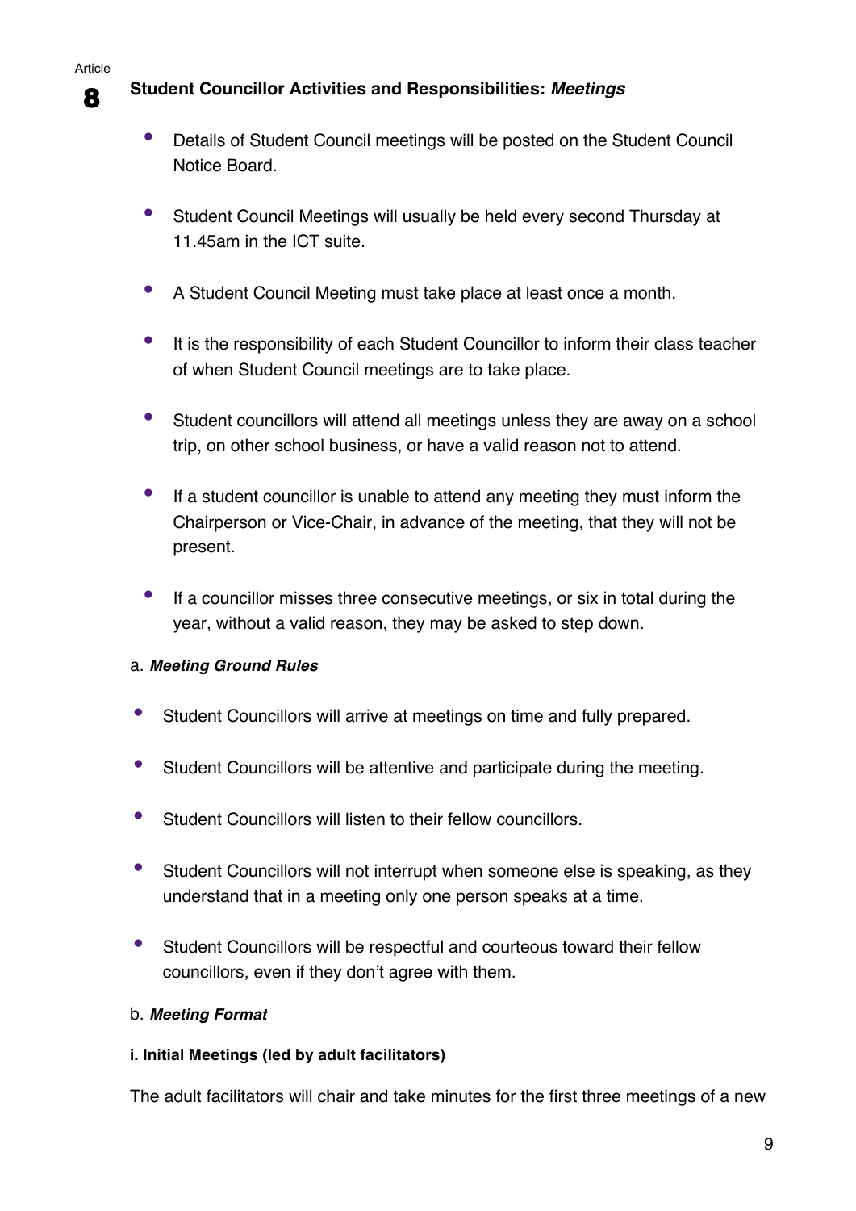Article

## 8 Student Councillor Activities and Responsibilities: ***Meetings***

- Details of Student Council meetings will be posted on the Student Council Notice Board.
- Student Council Meetings will usually be held every second Thursday at 11.45am in the ICT suite.
- A Student Council Meeting must take place at least once a month.
- It is the responsibility of each Student Councillor to inform their class teacher of when Student Council meetings are to take place.
- Student councillors will attend all meetings unless they are away on a school trip, on other school business, or have a valid reason not to attend.
- If a student councillor is unable to attend any meeting they must inform the Chairperson or Vice-Chair, in advance of the meeting, that they will not be present.
- If a councillor misses three consecutive meetings, or six in total during the year, without a valid reason, they may be asked to step down.

### a. ***Meeting Ground Rules***

- Student Councillors will arrive at meetings on time and fully prepared.
- Student Councillors will be attentive and participate during the meeting.
- Student Councillors will listen to their fellow councillors.
- Student Councillors will not interrupt when someone else is speaking, as they understand that in a meeting only one person speaks at a time.
- Student Councillors will be respectful and courteous toward their fellow councillors, even if they don't agree with them.

### b. ***Meeting Format***

#### i. Initial Meetings (led by adult facilitators)

The adult facilitators will chair and take minutes for the first three meetings of a new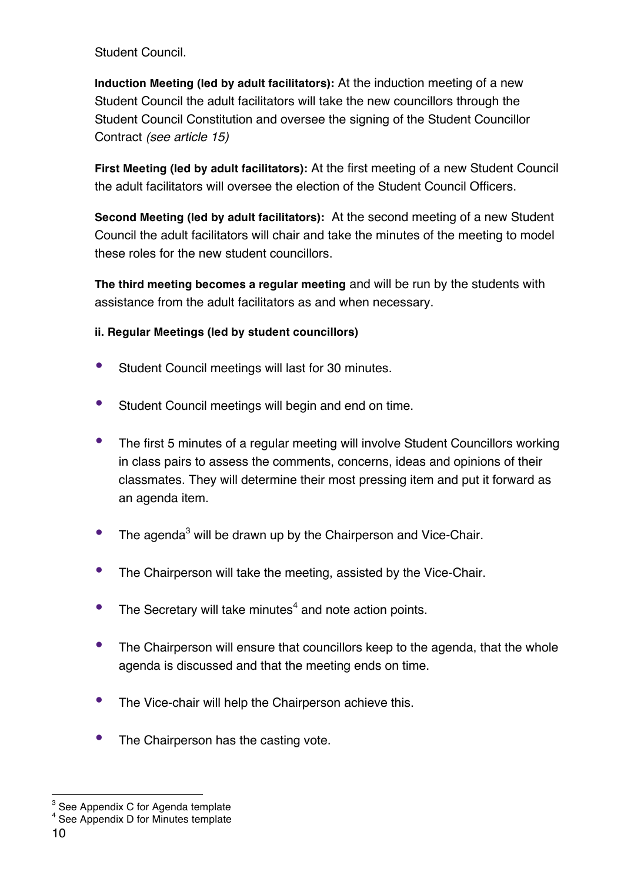Student Council.

**Induction Meeting (led by adult facilitators):** At the induction meeting of a new Student Council the adult facilitators will take the new councillors through the Student Council Constitution and oversee the signing of the Student Councillor Contract *(see article 15)*

**First Meeting (led by adult facilitators):** At the first meeting of a new Student Council the adult facilitators will oversee the election of the Student Council Officers.

**Second Meeting (led by adult facilitators):** At the second meeting of a new Student Council the adult facilitators will chair and take the minutes of the meeting to model these roles for the new student councillors.

**The third meeting becomes a regular meeting** and will be run by the students with assistance from the adult facilitators as and when necessary.

**ii. Regular Meetings (led by student councillors)**

- Student Council meetings will last for 30 minutes.
- Student Council meetings will begin and end on time.
- The first 5 minutes of a regular meeting will involve Student Councillors working in class pairs to assess the comments, concerns, ideas and opinions of their classmates. They will determine their most pressing item and put it forward as an agenda item.
- The agenda[3] will be drawn up by the Chairperson and Vice-Chair.
- The Chairperson will take the meeting, assisted by the Vice-Chair.
- The Secretary will take minutes[4] and note action points.
- The Chairperson will ensure that councillors keep to the agenda, that the whole agenda is discussed and that the meeting ends on time.
- The Vice-chair will help the Chairperson achieve this.
- The Chairperson has the casting vote.

---

[3] See Appendix C for Agenda template

[4] See Appendix D for Minutes template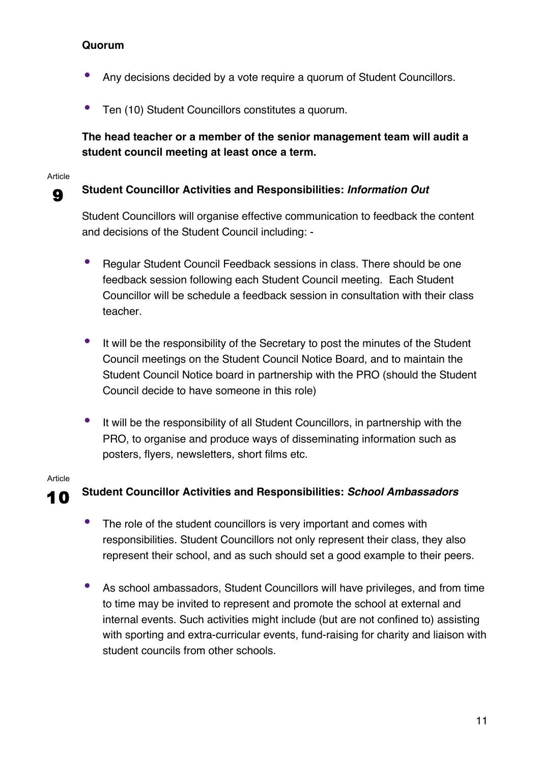**Quorum**

- Any decisions decided by a vote require a quorum of Student Councillors.
- Ten (10) Student Councillors constitutes a quorum.

**The head teacher or a member of the senior management team will audit a student council meeting at least once a term.**

Article

## 9 Student Councillor Activities and Responsibilities: *Information Out*

Student Councillors will organise effective communication to feedback the content and decisions of the Student Council including: -

- Regular Student Council Feedback sessions in class. There should be one feedback session following each Student Council meeting. Each Student Councillor will be schedule a feedback session in consultation with their class teacher.
- It will be the responsibility of the Secretary to post the minutes of the Student Council meetings on the Student Council Notice Board, and to maintain the Student Council Notice board in partnership with the PRO (should the Student Council decide to have someone in this role)
- It will be the responsibility of all Student Councillors, in partnership with the PRO, to organise and produce ways of disseminating information such as posters, flyers, newsletters, short films etc.

Article

## 10 Student Councillor Activities and Responsibilities: *School Ambassadors*

- The role of the student councillors is very important and comes with responsibilities. Student Councillors not only represent their class, they also represent their school, and as such should set a good example to their peers.
- As school ambassadors, Student Councillors will have privileges, and from time to time may be invited to represent and promote the school at external and internal events. Such activities might include (but are not confined to) assisting with sporting and extra-curricular events, fund-raising for charity and liaison with student councils from other schools.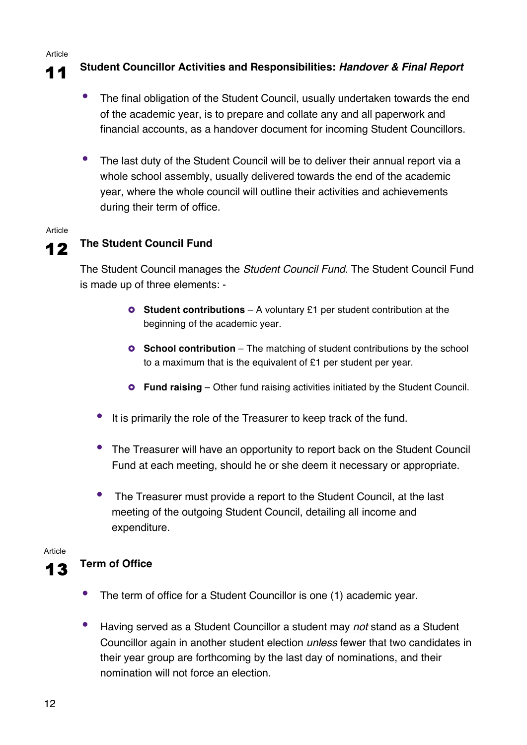## Article 11 Student Councillor Activities and Responsibilities: *Handover & Final Report*

- The final obligation of the Student Council, usually undertaken towards the end of the academic year, is to prepare and collate any and all paperwork and financial accounts, as a handover document for incoming Student Councillors.

- The last duty of the Student Council will be to deliver their annual report via a whole school assembly, usually delivered towards the end of the academic year, where the whole council will outline their activities and achievements during their term of office.

## Article 12 The Student Council Fund

The Student Council manages the *Student Council Fund*. The Student Council Fund is made up of three elements: -

- **Student contributions** – A voluntary £1 per student contribution at the beginning of the academic year.
- **School contribution** – The matching of student contributions by the school to a maximum that is the equivalent of £1 per student per year.
- **Fund raising** – Other fund raising activities initiated by the Student Council.

- It is primarily the role of the Treasurer to keep track of the fund.

- The Treasurer will have an opportunity to report back on the Student Council Fund at each meeting, should he or she deem it necessary or appropriate.

- The Treasurer must provide a report to the Student Council, at the last meeting of the outgoing Student Council, detailing all income and expenditure.

## Article 13 Term of Office

- The term of office for a Student Councillor is one (1) academic year.

- Having served as a Student Councillor a student <u>may *not*</u> stand as a Student Councillor again in another student election *unless* fewer that two candidates in their year group are forthcoming by the last day of nominations, and their nomination will not force an election.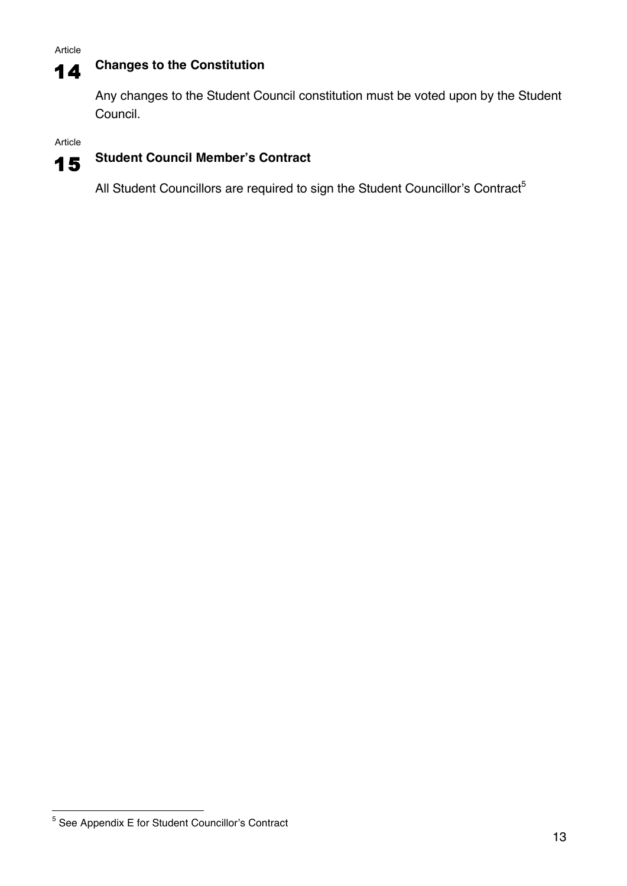## Article 14 Changes to the Constitution

Any changes to the Student Council constitution must be voted upon by the Student Council.

## Article 15 Student Council Member's Contract

All Student Councillors are required to sign the Student Councillor's Contract[5]

[5] See Appendix E for Student Councillor's Contract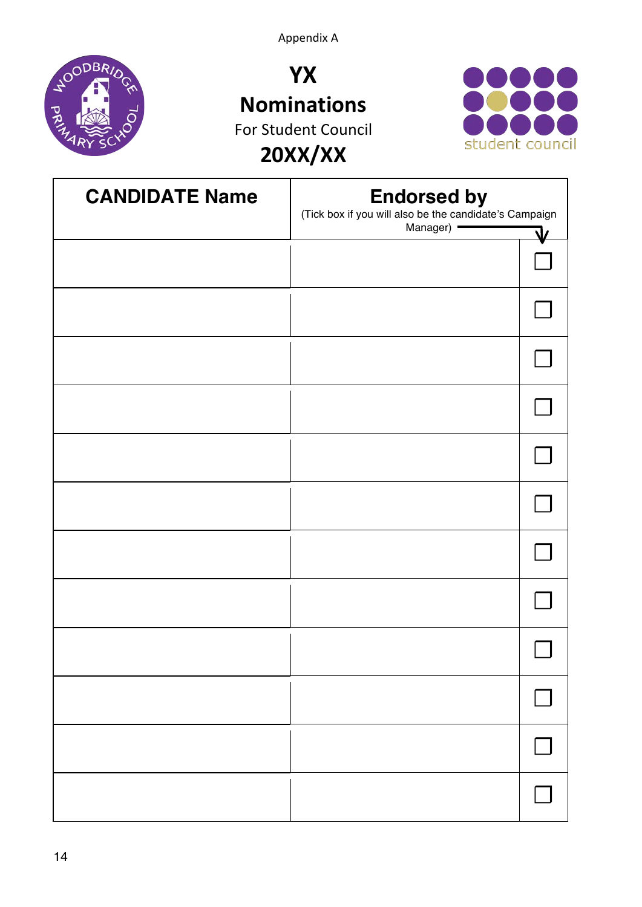Appendix A

# YX
# Nominations
For Student Council
## 20XX/XX

| CANDIDATE Name | Endorsed by (Tick box if you will also be the candidate's Campaign Manager) | |
|---|---|---|
| | | ☐ |
| | | ☐ |
| | | ☐ |
| | | ☐ |
| | | ☐ |
| | | ☐ |
| | | ☐ |
| | | ☐ |
| | | ☐ |
| | | ☐ |
| | | ☐ |
| | | ☐ |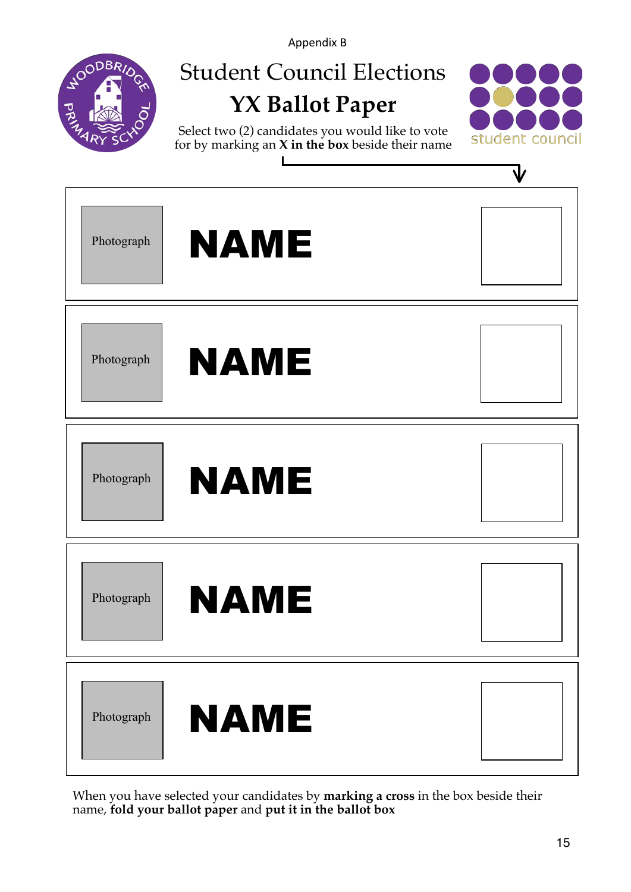Appendix B

# Student Council Elections

## YX Ballot Paper

Select two (2) candidates you would like to vote for by marking an **X in the box** beside their name

| | | |
|---|---|---|
| Photograph | **NAME** | ☐ |
| Photograph | **NAME** | ☐ |
| Photograph | **NAME** | ☐ |
| Photograph | **NAME** | ☐ |
| Photograph | **NAME** | ☐ |

When you have selected your candidates by **marking a cross** in the box beside their name, **fold your ballot paper** and **put it in the ballot box**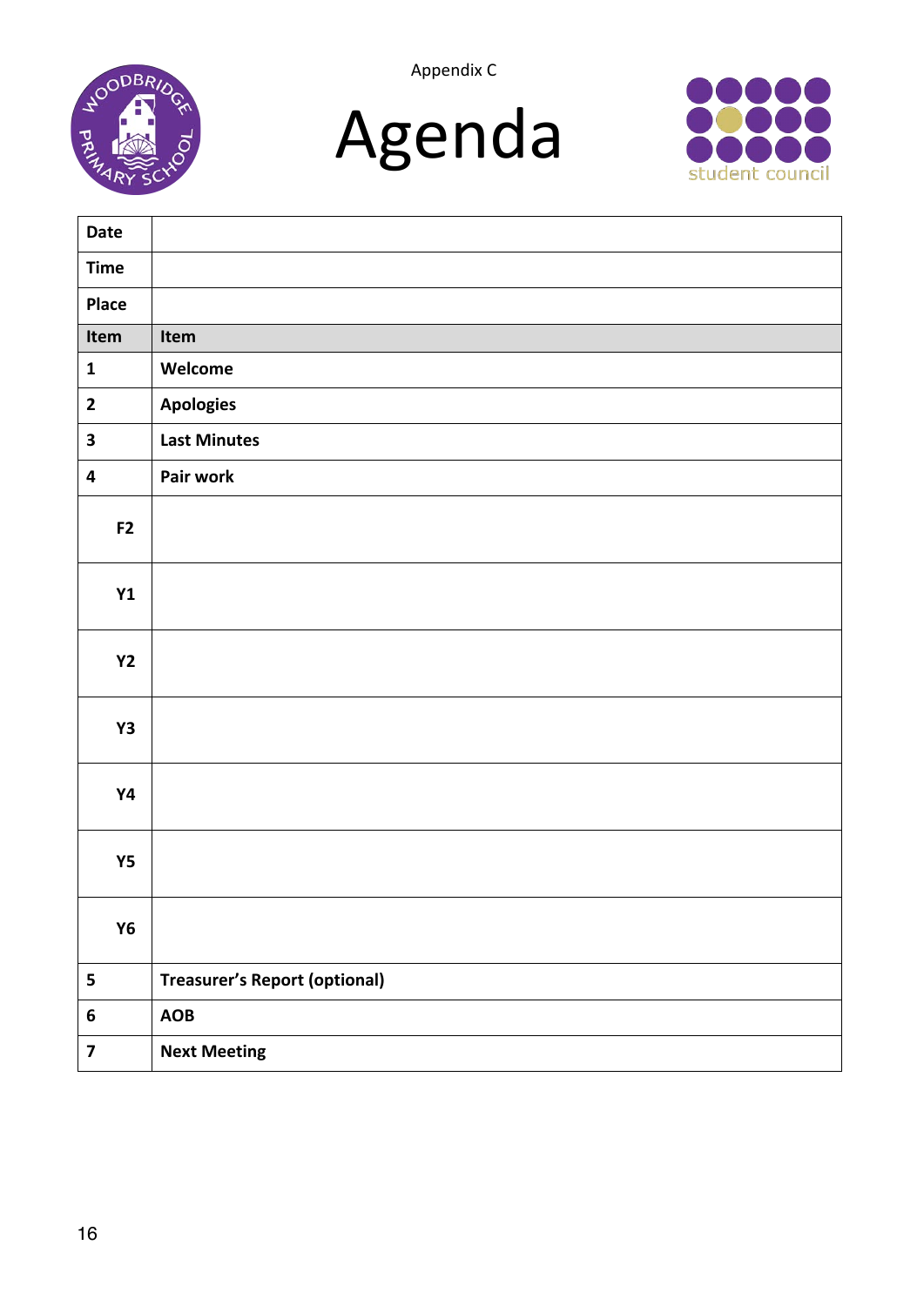Appendix C

# Agenda

| Date | |
|---|---|
| **Time** | |
| **Place** | |
| **Item** | **Item** |
| **1** | **Welcome** |
| **2** | **Apologies** |
| **3** | **Last Minutes** |
| **4** | **Pair work** |
| **F2** | |
| **Y1** | |
| **Y2** | |
| **Y3** | |
| **Y4** | |
| **Y5** | |
| **Y6** | |
| **5** | **Treasurer's Report (optional)** |
| **6** | **AOB** |
| **7** | **Next Meeting** |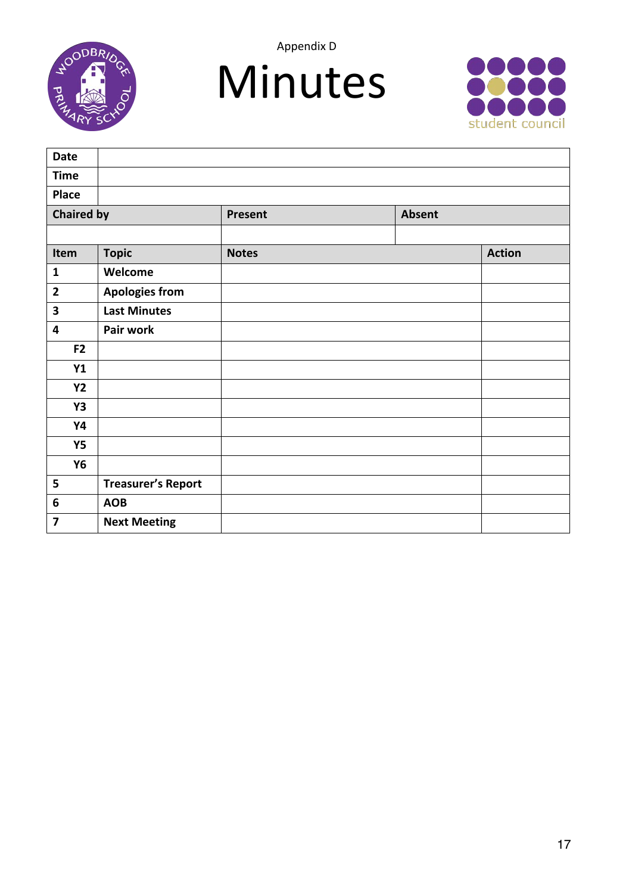Appendix D

# Minutes

student council

| Date | | | |
|---|---|---|---|
| **Time** | | | |
| **Place** | | | |

| Chaired by | Present | Absent |
|---|---|---|
| | | |

| Item | Topic | Notes | Action |
|---|---|---|---|
| **1** | **Welcome** | | |
| **2** | **Apologies from** | | |
| **3** | **Last Minutes** | | |
| **4** | **Pair work** | | |
| **F2** | | | |
| **Y1** | | | |
| **Y2** | | | |
| **Y3** | | | |
| **Y4** | | | |
| **Y5** | | | |
| **Y6** | | | |
| **5** | **Treasurer's Report** | | |
| **6** | **AOB** | | |
| **7** | **Next Meeting** | | |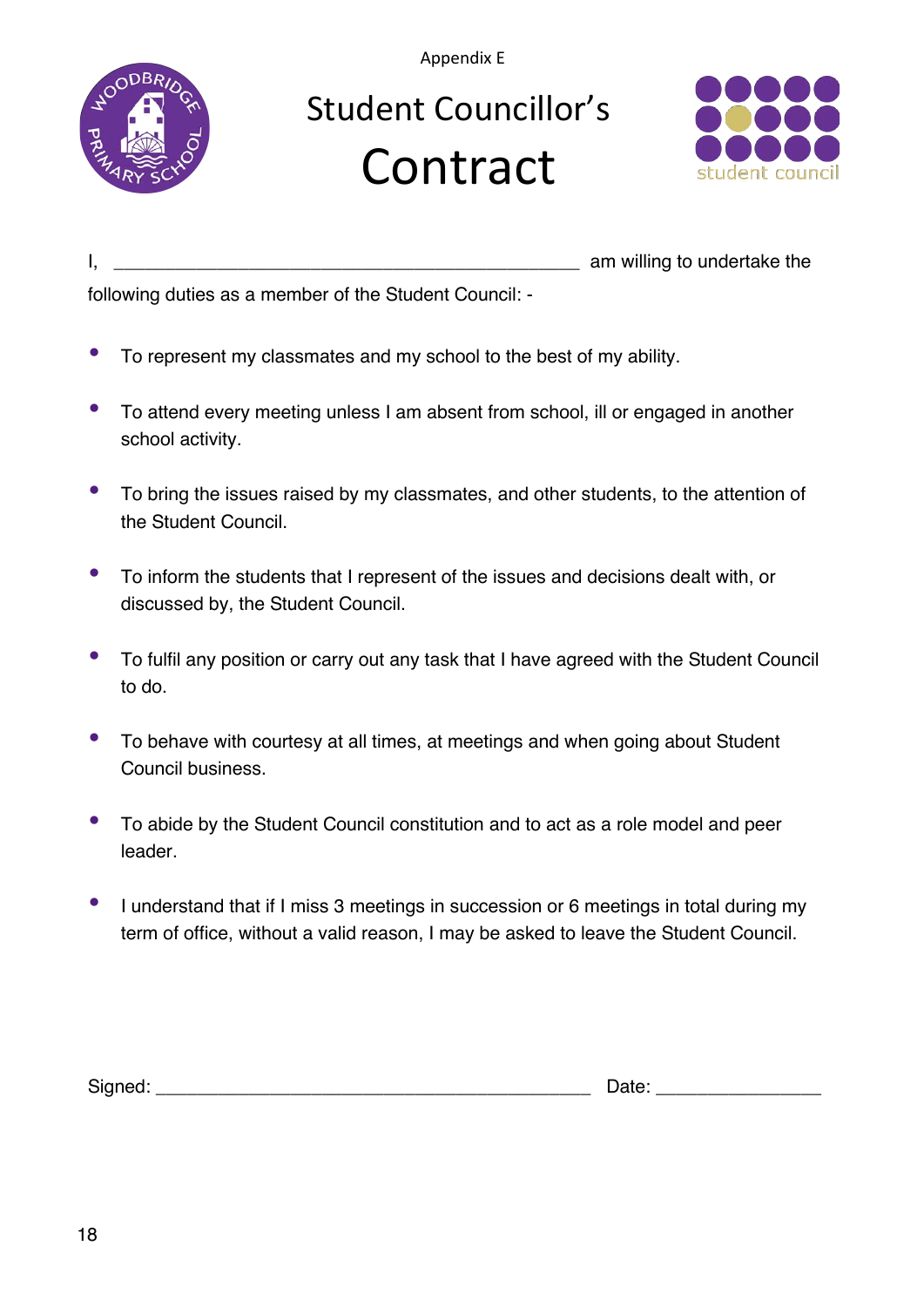Appendix E

# Student Councillor's Contract

I, _______________________________________________ am willing to undertake the following duties as a member of the Student Council: -

- To represent my classmates and my school to the best of my ability.
- To attend every meeting unless I am absent from school, ill or engaged in another school activity.
- To bring the issues raised by my classmates, and other students, to the attention of the Student Council.
- To inform the students that I represent of the issues and decisions dealt with, or discussed by, the Student Council.
- To fulfil any position or carry out any task that I have agreed with the Student Council to do.
- To behave with courtesy at all times, at meetings and when going about Student Council business.
- To abide by the Student Council constitution and to act as a role model and peer leader.
- I understand that if I miss 3 meetings in succession or 6 meetings in total during my term of office, without a valid reason, I may be asked to leave the Student Council.

Signed: _____________________________________________ Date: ________________